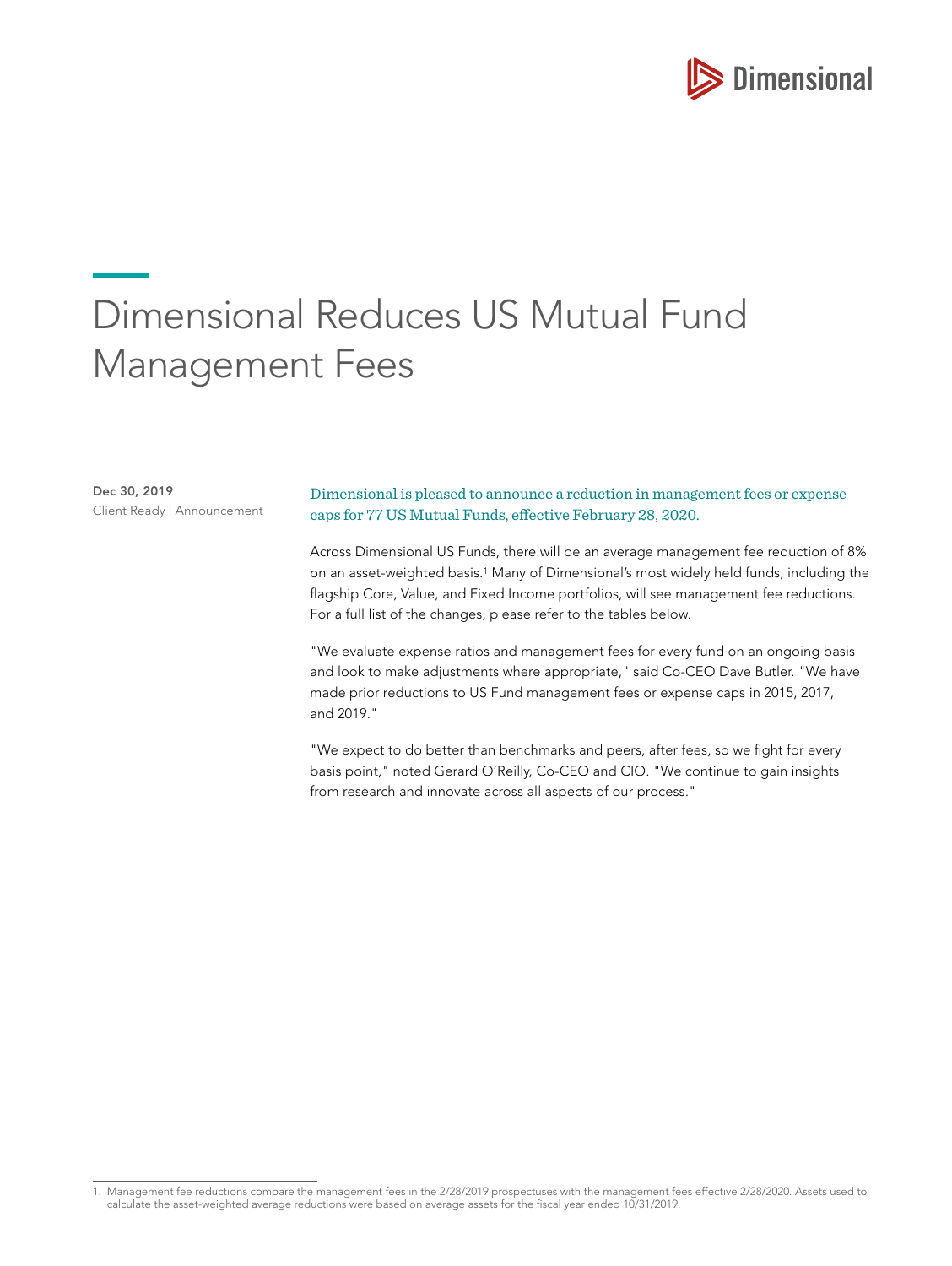# Dimensional Reduces US Mutual Fund Management Fees

**Dec 30, 2019**
Client Ready | Announcement

Dimensional is pleased to announce a reduction in management fees or expense caps for 77 US Mutual Funds, effective February 28, 2020.

Across Dimensional US Funds, there will be an average management fee reduction of 8% on an asset-weighted basis.[1] Many of Dimensional's most widely held funds, including the flagship Core, Value, and Fixed Income portfolios, will see management fee reductions. For a full list of the changes, please refer to the tables below.

"We evaluate expense ratios and management fees for every fund on an ongoing basis and look to make adjustments where appropriate," said Co-CEO Dave Butler. "We have made prior reductions to US Fund management fees or expense caps in 2015, 2017, and 2019."

"We expect to do better than benchmarks and peers, after fees, so we fight for every basis point," noted Gerard O'Reilly, Co-CEO and CIO. "We continue to gain insights from research and innovate across all aspects of our process."

1. Management fee reductions compare the management fees in the 2/28/2019 prospectuses with the management fees effective 2/28/2020. Assets used to calculate the asset-weighted average reductions were based on average assets for the fiscal year ended 10/31/2019.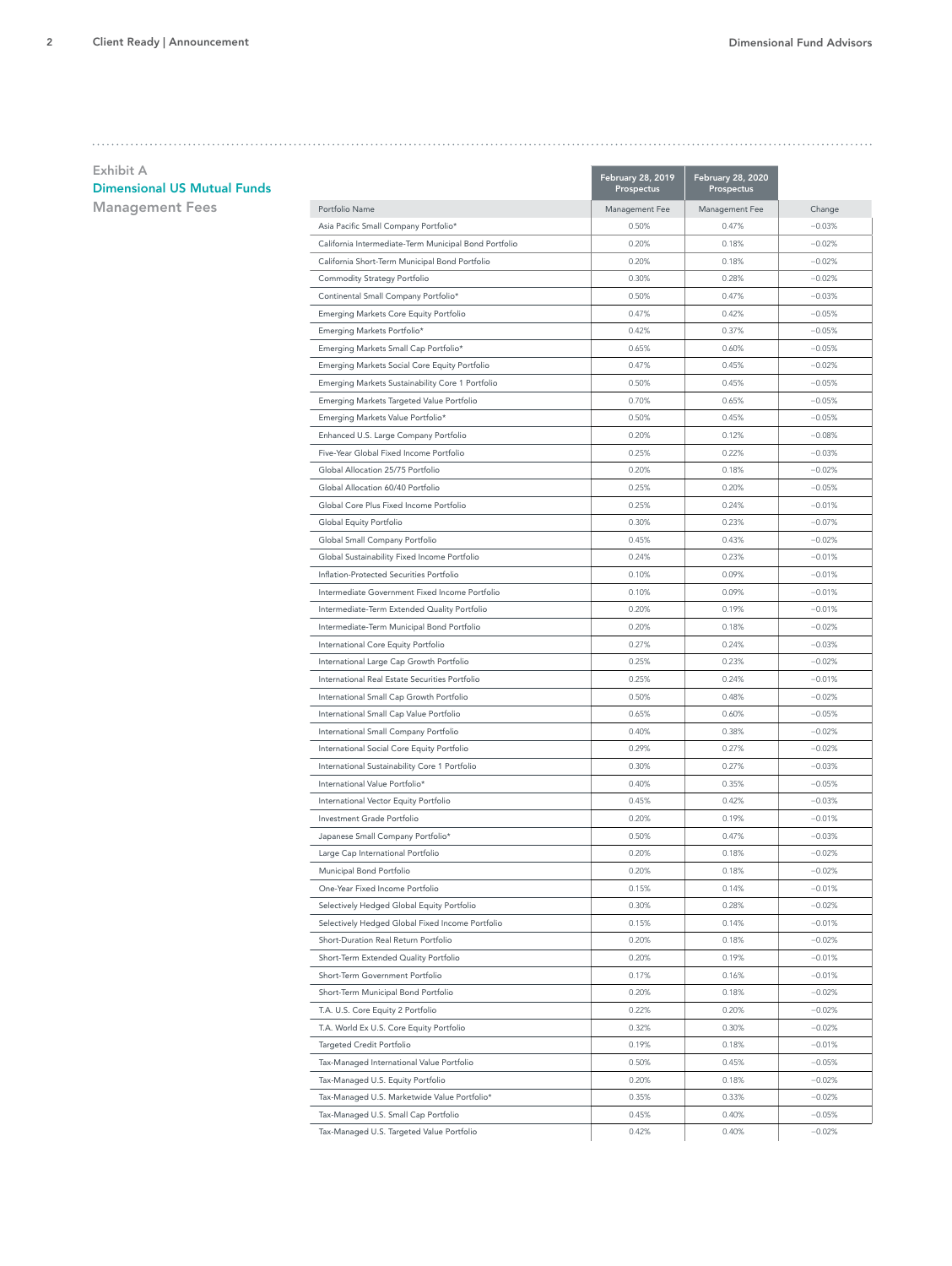## Exhibit A

## Dimensional US Mutual Funds

## Management Fees

| | February 28, 2019 Prospectus | February 28, 2020 Prospectus | |
|---|---|---|---|
| Portfolio Name | Management Fee | Management Fee | Change |
| Asia Pacific Small Company Portfolio* | 0.50% | 0.47% | −0.03% |
| California Intermediate-Term Municipal Bond Portfolio | 0.20% | 0.18% | −0.02% |
| California Short-Term Municipal Bond Portfolio | 0.20% | 0.18% | −0.02% |
| Commodity Strategy Portfolio | 0.30% | 0.28% | −0.02% |
| Continental Small Company Portfolio* | 0.50% | 0.47% | −0.03% |
| Emerging Markets Core Equity Portfolio | 0.47% | 0.42% | −0.05% |
| Emerging Markets Portfolio* | 0.42% | 0.37% | −0.05% |
| Emerging Markets Small Cap Portfolio* | 0.65% | 0.60% | −0.05% |
| Emerging Markets Social Core Equity Portfolio | 0.47% | 0.45% | −0.02% |
| Emerging Markets Sustainability Core 1 Portfolio | 0.50% | 0.45% | −0.05% |
| Emerging Markets Targeted Value Portfolio | 0.70% | 0.65% | −0.05% |
| Emerging Markets Value Portfolio* | 0.50% | 0.45% | −0.05% |
| Enhanced U.S. Large Company Portfolio | 0.20% | 0.12% | −0.08% |
| Five-Year Global Fixed Income Portfolio | 0.25% | 0.22% | −0.03% |
| Global Allocation 25/75 Portfolio | 0.20% | 0.18% | −0.02% |
| Global Allocation 60/40 Portfolio | 0.25% | 0.20% | −0.05% |
| Global Core Plus Fixed Income Portfolio | 0.25% | 0.24% | −0.01% |
| Global Equity Portfolio | 0.30% | 0.23% | −0.07% |
| Global Small Company Portfolio | 0.45% | 0.43% | −0.02% |
| Global Sustainability Fixed Income Portfolio | 0.24% | 0.23% | −0.01% |
| Inflation-Protected Securities Portfolio | 0.10% | 0.09% | −0.01% |
| Intermediate Government Fixed Income Portfolio | 0.10% | 0.09% | −0.01% |
| Intermediate-Term Extended Quality Portfolio | 0.20% | 0.19% | −0.01% |
| Intermediate-Term Municipal Bond Portfolio | 0.20% | 0.18% | −0.02% |
| International Core Equity Portfolio | 0.27% | 0.24% | −0.03% |
| International Large Cap Growth Portfolio | 0.25% | 0.23% | −0.02% |
| International Real Estate Securities Portfolio | 0.25% | 0.24% | −0.01% |
| International Small Cap Growth Portfolio | 0.50% | 0.48% | −0.02% |
| International Small Cap Value Portfolio | 0.65% | 0.60% | −0.05% |
| International Small Company Portfolio | 0.40% | 0.38% | −0.02% |
| International Social Core Equity Portfolio | 0.29% | 0.27% | −0.02% |
| International Sustainability Core 1 Portfolio | 0.30% | 0.27% | −0.03% |
| International Value Portfolio* | 0.40% | 0.35% | −0.05% |
| International Vector Equity Portfolio | 0.45% | 0.42% | −0.03% |
| Investment Grade Portfolio | 0.20% | 0.19% | −0.01% |
| Japanese Small Company Portfolio* | 0.50% | 0.47% | −0.03% |
| Large Cap International Portfolio | 0.20% | 0.18% | −0.02% |
| Municipal Bond Portfolio | 0.20% | 0.18% | −0.02% |
| One-Year Fixed Income Portfolio | 0.15% | 0.14% | −0.01% |
| Selectively Hedged Global Equity Portfolio | 0.30% | 0.28% | −0.02% |
| Selectively Hedged Global Fixed Income Portfolio | 0.15% | 0.14% | −0.01% |
| Short-Duration Real Return Portfolio | 0.20% | 0.18% | −0.02% |
| Short-Term Extended Quality Portfolio | 0.20% | 0.19% | −0.01% |
| Short-Term Government Portfolio | 0.17% | 0.16% | −0.01% |
| Short-Term Municipal Bond Portfolio | 0.20% | 0.18% | −0.02% |
| T.A. U.S. Core Equity 2 Portfolio | 0.22% | 0.20% | −0.02% |
| T.A. World Ex U.S. Core Equity Portfolio | 0.32% | 0.30% | −0.02% |
| Targeted Credit Portfolio | 0.19% | 0.18% | −0.01% |
| Tax-Managed International Value Portfolio | 0.50% | 0.45% | −0.05% |
| Tax-Managed U.S. Equity Portfolio | 0.20% | 0.18% | −0.02% |
| Tax-Managed U.S. Marketwide Value Portfolio* | 0.35% | 0.33% | −0.02% |
| Tax-Managed U.S. Small Cap Portfolio | 0.45% | 0.40% | −0.05% |
| Tax-Managed U.S. Targeted Value Portfolio | 0.42% | 0.40% | −0.02% |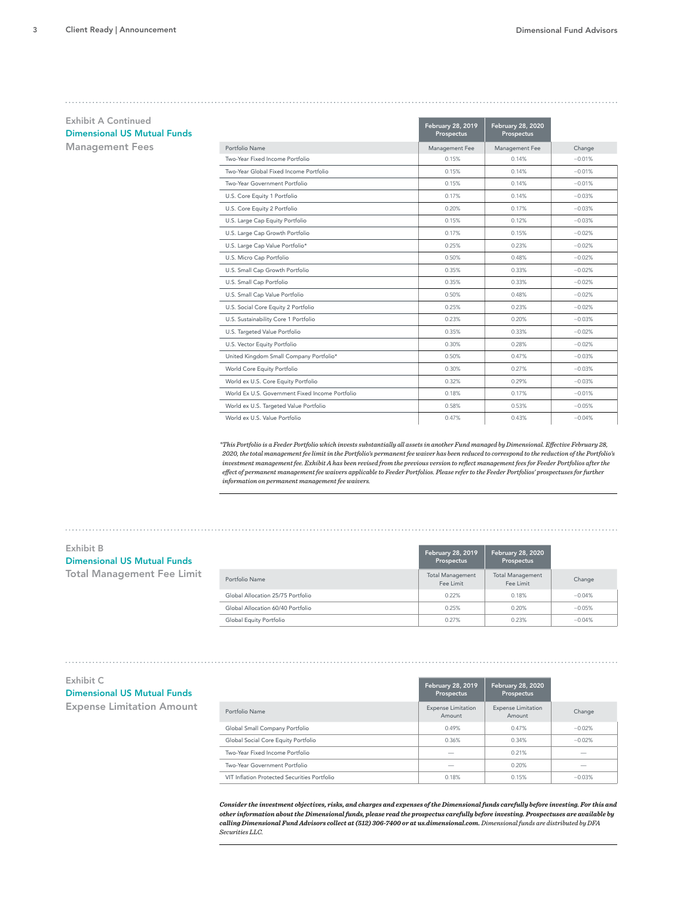## Exhibit A Continued
## Dimensional US Mutual Funds
## Management Fees

| Portfolio Name | February 28, 2019 Prospectus<br>Management Fee | February 28, 2020 Prospectus<br>Management Fee | Change |
|---|---|---|---|
| Two-Year Fixed Income Portfolio | 0.15% | 0.14% | −0.01% |
| Two-Year Global Fixed Income Portfolio | 0.15% | 0.14% | −0.01% |
| Two-Year Government Portfolio | 0.15% | 0.14% | −0.01% |
| U.S. Core Equity 1 Portfolio | 0.17% | 0.14% | −0.03% |
| U.S. Core Equity 2 Portfolio | 0.20% | 0.17% | −0.03% |
| U.S. Large Cap Equity Portfolio | 0.15% | 0.12% | −0.03% |
| U.S. Large Cap Growth Portfolio | 0.17% | 0.15% | −0.02% |
| U.S. Large Cap Value Portfolio* | 0.25% | 0.23% | −0.02% |
| U.S. Micro Cap Portfolio | 0.50% | 0.48% | −0.02% |
| U.S. Small Cap Growth Portfolio | 0.35% | 0.33% | −0.02% |
| U.S. Small Cap Portfolio | 0.35% | 0.33% | −0.02% |
| U.S. Small Cap Value Portfolio | 0.50% | 0.48% | −0.02% |
| U.S. Social Core Equity 2 Portfolio | 0.25% | 0.23% | −0.02% |
| U.S. Sustainability Core 1 Portfolio | 0.23% | 0.20% | −0.03% |
| U.S. Targeted Value Portfolio | 0.35% | 0.33% | −0.02% |
| U.S. Vector Equity Portfolio | 0.30% | 0.28% | −0.02% |
| United Kingdom Small Company Portfolio* | 0.50% | 0.47% | −0.03% |
| World Core Equity Portfolio | 0.30% | 0.27% | −0.03% |
| World ex U.S. Core Equity Portfolio | 0.32% | 0.29% | −0.03% |
| World Ex U.S. Government Fixed Income Portfolio | 0.18% | 0.17% | −0.01% |
| World ex U.S. Targeted Value Portfolio | 0.58% | 0.53% | −0.05% |
| World ex U.S. Value Portfolio | 0.47% | 0.43% | −0.04% |

*\*This Portfolio is a Feeder Portfolio which invests substantially all assets in another Fund managed by Dimensional. Effective February 28, 2020, the total management fee limit in the Portfolio's permanent fee waiver has been reduced to correspond to the reduction of the Portfolio's investment management fee. Exhibit A has been revised from the previous version to reflect management fees for Feeder Portfolios after the effect of permanent management fee waivers applicable to Feeder Portfolios. Please refer to the Feeder Portfolios' prospectuses for further information on permanent management fee waivers.*

## Exhibit B
## Dimensional US Mutual Funds
## Total Management Fee Limit

| Portfolio Name | February 28, 2019 Prospectus<br>Total Management Fee Limit | February 28, 2020 Prospectus<br>Total Management Fee Limit | Change |
|---|---|---|---|
| Global Allocation 25/75 Portfolio | 0.22% | 0.18% | −0.04% |
| Global Allocation 60/40 Portfolio | 0.25% | 0.20% | −0.05% |
| Global Equity Portfolio | 0.27% | 0.23% | −0.04% |

## Exhibit C
## Dimensional US Mutual Funds
## Expense Limitation Amount

| Portfolio Name | February 28, 2019 Prospectus<br>Expense Limitation Amount | February 28, 2020 Prospectus<br>Expense Limitation Amount | Change |
|---|---|---|---|
| Global Small Company Portfolio | 0.49% | 0.47% | −0.02% |
| Global Social Core Equity Portfolio | 0.36% | 0.34% | −0.02% |
| Two-Year Fixed Income Portfolio | — | 0.21% | — |
| Two-Year Government Portfolio | — | 0.20% | — |
| VIT Inflation Protected Securities Portfolio | 0.18% | 0.15% | −0.03% |

***Consider the investment objectives, risks, and charges and expenses of the Dimensional funds carefully before investing. For this and other information about the Dimensional funds, please read the prospectus carefully before investing. Prospectuses are available by calling Dimensional Fund Advisors collect at (512) 306-7400 or at us.dimensional.com.*** *Dimensional funds are distributed by DFA Securities LLC.*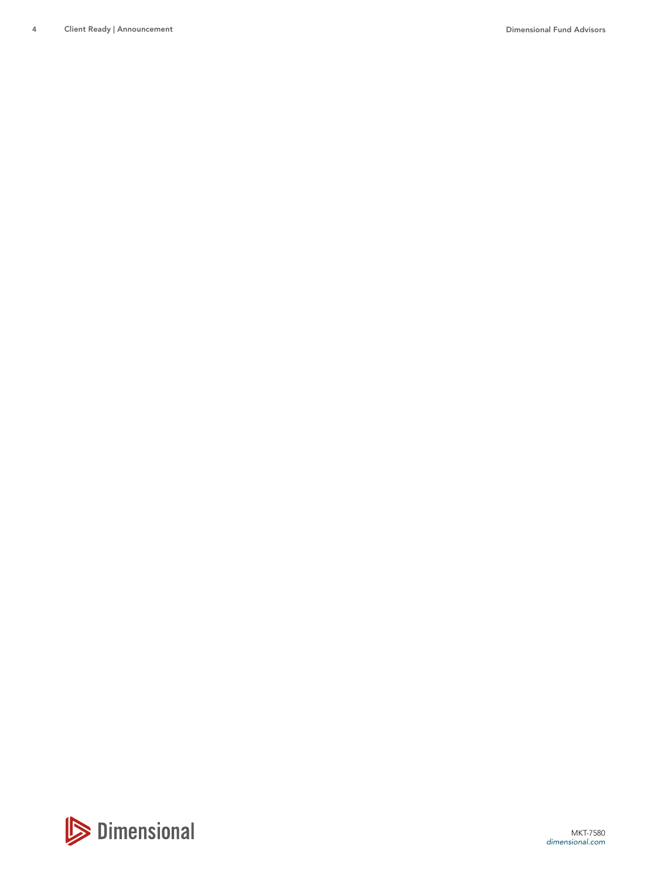MKT-7580
dimensional.com